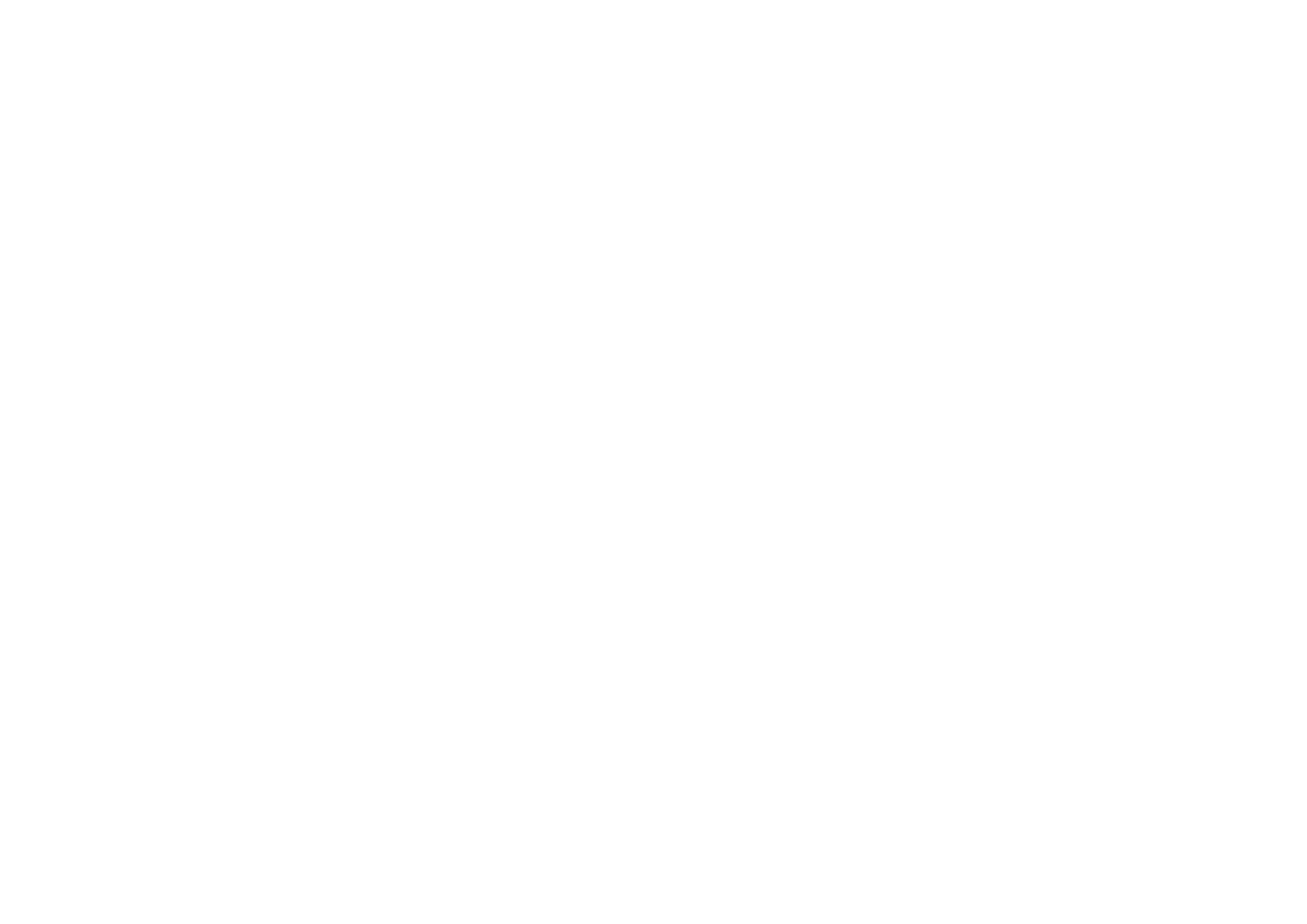

**KRISHNA BHAGYA JALA NIGAM LIMITED GOVERNMENT OF KARNATAKA** 

## **EXTENSION OF BUDIHAL PEERAPUR LIFT IRRIGATION SCHEME NEAR SIDDAPUR VILLAGE, MUDDEBIHAL TALUK, VIJAYAPURA DISTRICT**

## **DRAFT ENVIRONMENTAL IMPACT ASSESSMEMENT REPORT FOR CONDUCTING ENVIRONMNETAL PUBLIC CONSULTATION**



**Schedule 1(c) of EIA Notification, 2006, Category-B1, Command area: 17,805 Ha) Project Cost: 549.70 Crores (Revised Cost: 697.50 Cr.) Study period: December, 2020 to February, 2021**

**Project by Chief Engineer, Krishna Bhagya Jala Nigam Ltd., O&M Zone, Narayanapura-585219**



**APRIL 2021**

**Document No. EHSCPL/KBJNL/2020-21/EBPLIS-M**